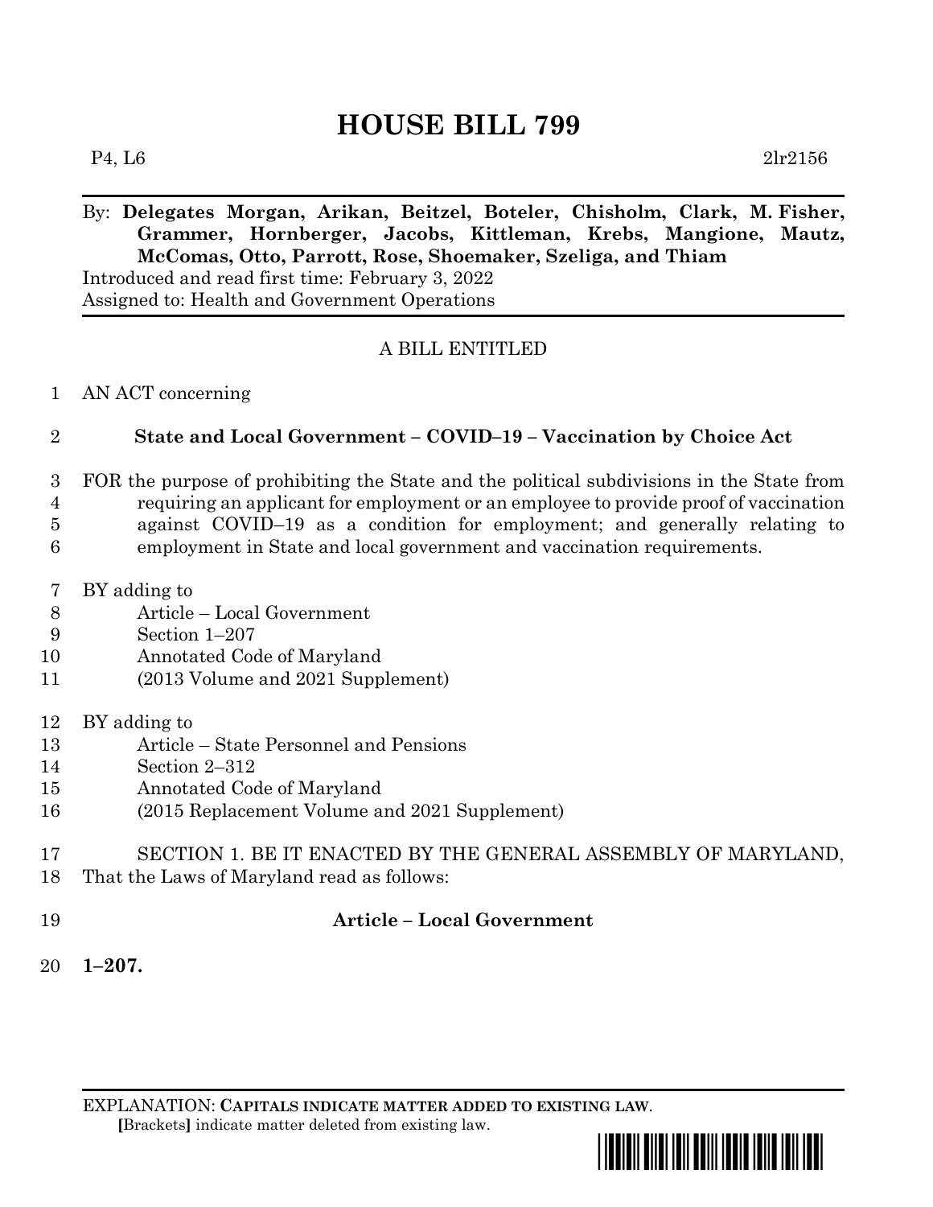# HOUSE BILL 799

P4, L6 2lr2156

By: **Delegates Morgan, Arikan, Beitzel, Boteler, Chisholm, Clark, M. Fisher, Grammer, Hornberger, Jacobs, Kittleman, Krebs, Mangione, Mautz, McComas, Otto, Parrott, Rose, Shoemaker, Szeliga, and Thiam**

Introduced and read first time: February 3, 2022
Assigned to: Health and Government Operations

A BILL ENTITLED

1 AN ACT concerning

2 **State and Local Government – COVID–19 – Vaccination by Choice Act**

3 FOR the purpose of prohibiting the State and the political subdivisions in the State from
4 requiring an applicant for employment or an employee to provide proof of vaccination
5 against COVID–19 as a condition for employment; and generally relating to
6 employment in State and local government and vaccination requirements.

7 BY adding to
8 Article – Local Government
9 Section 1–207
10 Annotated Code of Maryland
11 (2013 Volume and 2021 Supplement)

12 BY adding to
13 Article – State Personnel and Pensions
14 Section 2–312
15 Annotated Code of Maryland
16 (2015 Replacement Volume and 2021 Supplement)

17 SECTION 1. BE IT ENACTED BY THE GENERAL ASSEMBLY OF MARYLAND,
18 That the Laws of Maryland read as follows:

19 **Article – Local Government**

20 **1–207.**

EXPLANATION: **CAPITALS INDICATE MATTER ADDED TO EXISTING LAW.**
**[**Brackets**]** indicate matter deleted from existing law.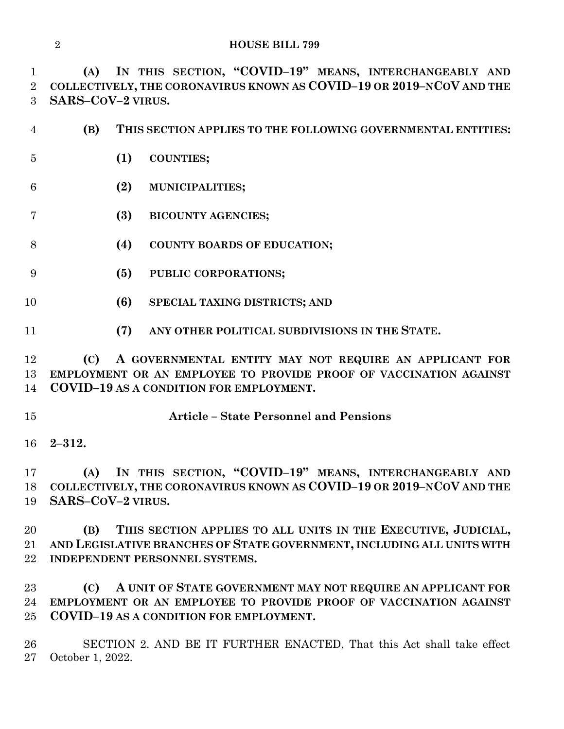**(A) IN THIS SECTION, "COVID–19" MEANS, INTERCHANGEABLY AND COLLECTIVELY, THE CORONAVIRUS KNOWN AS COVID–19 OR 2019–NCOV AND THE SARS–COV–2 VIRUS.**

**(B) THIS SECTION APPLIES TO THE FOLLOWING GOVERNMENTAL ENTITIES:**

**(1) COUNTIES;**

**(2) MUNICIPALITIES;**

**(3) BICOUNTY AGENCIES;**

**(4) COUNTY BOARDS OF EDUCATION;**

**(5) PUBLIC CORPORATIONS;**

**(6) SPECIAL TAXING DISTRICTS; AND**

**(7) ANY OTHER POLITICAL SUBDIVISIONS IN THE STATE.**

**(C) A GOVERNMENTAL ENTITY MAY NOT REQUIRE AN APPLICANT FOR EMPLOYMENT OR AN EMPLOYEE TO PROVIDE PROOF OF VACCINATION AGAINST COVID–19 AS A CONDITION FOR EMPLOYMENT.**

**Article – State Personnel and Pensions**

**2–312.**

**(A) IN THIS SECTION, "COVID–19" MEANS, INTERCHANGEABLY AND COLLECTIVELY, THE CORONAVIRUS KNOWN AS COVID–19 OR 2019–NCOV AND THE SARS–COV–2 VIRUS.**

**(B) THIS SECTION APPLIES TO ALL UNITS IN THE EXECUTIVE, JUDICIAL, AND LEGISLATIVE BRANCHES OF STATE GOVERNMENT, INCLUDING ALL UNITS WITH INDEPENDENT PERSONNEL SYSTEMS.**

**(C) A UNIT OF STATE GOVERNMENT MAY NOT REQUIRE AN APPLICANT FOR EMPLOYMENT OR AN EMPLOYEE TO PROVIDE PROOF OF VACCINATION AGAINST COVID–19 AS A CONDITION FOR EMPLOYMENT.**

SECTION 2. AND BE IT FURTHER ENACTED, That this Act shall take effect October 1, 2022.